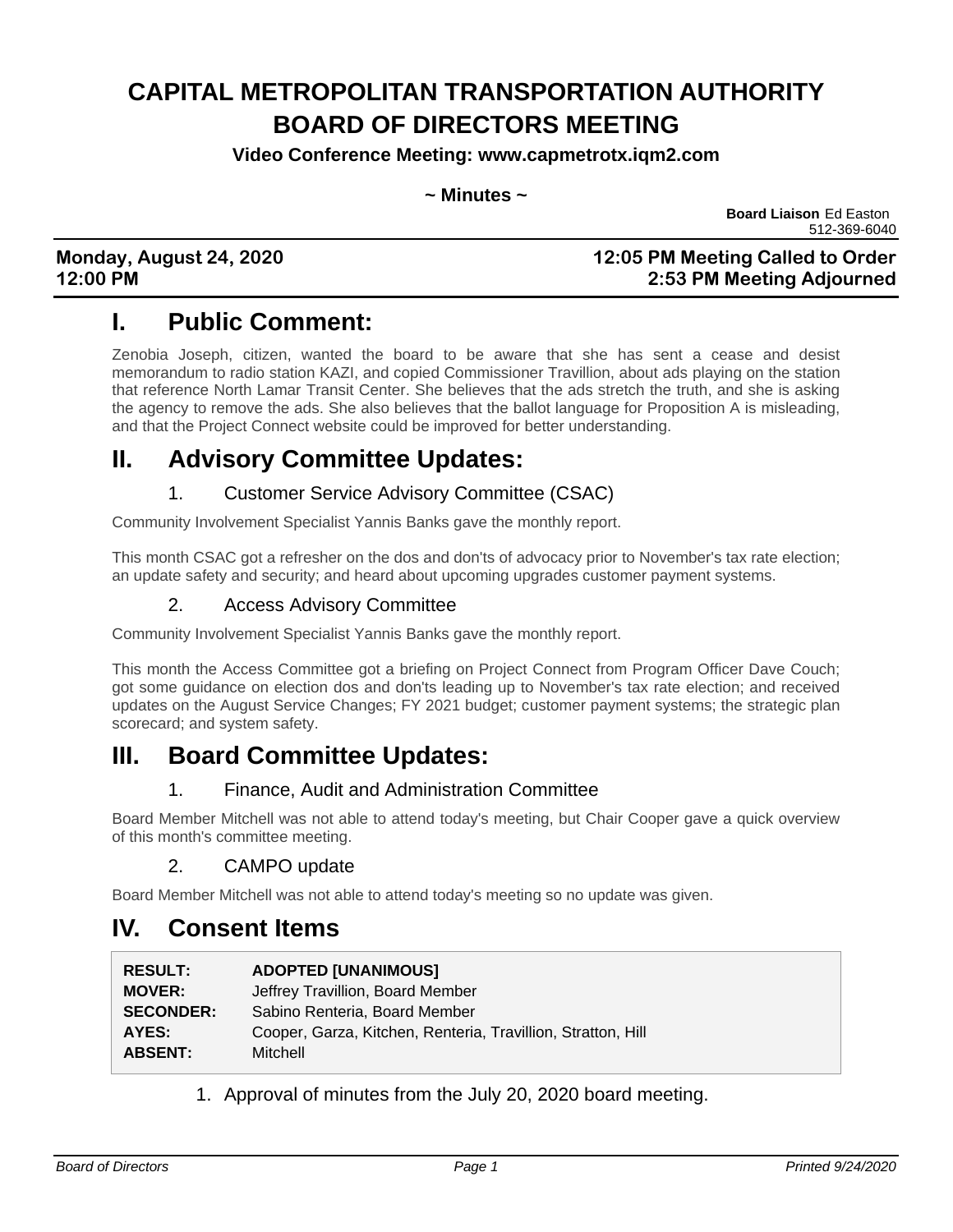# CAPITAL METROPOLITAN TRANSPORTATION AUTHORITY BOARD OF DIRECTORS MEETING

**Video Conference Meeting: www.capmetrotx.iqm2.com**

**~ Minutes ~**

**Board Liaison** Ed Easton
512-369-6040

**Monday, August 24, 2020** **12:05 PM Meeting Called to Order**
**12:00 PM** **2:53 PM Meeting Adjourned**

## I. Public Comment:

Zenobia Joseph, citizen, wanted the board to be aware that she has sent a cease and desist memorandum to radio station KAZI, and copied Commissioner Travillion, about ads playing on the station that reference North Lamar Transit Center. She believes that the ads stretch the truth, and she is asking the agency to remove the ads. She also believes that the ballot language for Proposition A is misleading, and that the Project Connect website could be improved for better understanding.

## II. Advisory Committee Updates:

### 1. Customer Service Advisory Committee (CSAC)

Community Involvement Specialist Yannis Banks gave the monthly report.

This month CSAC got a refresher on the dos and don'ts of advocacy prior to November's tax rate election; an update safety and security; and heard about upcoming upgrades customer payment systems.

### 2. Access Advisory Committee

Community Involvement Specialist Yannis Banks gave the monthly report.

This month the Access Committee got a briefing on Project Connect from Program Officer Dave Couch; got some guidance on election dos and don'ts leading up to November's tax rate election; and received updates on the August Service Changes; FY 2021 budget; customer payment systems; the strategic plan scorecard; and system safety.

## III. Board Committee Updates:

### 1. Finance, Audit and Administration Committee

Board Member Mitchell was not able to attend today's meeting, but Chair Cooper gave a quick overview of this month's committee meeting.

### 2. CAMPO update

Board Member Mitchell was not able to attend today's meeting so no update was given.

## IV. Consent Items

| | |
|---|---|
| **RESULT:** | **ADOPTED [UNANIMOUS]** |
| **MOVER:** | Jeffrey Travillion, Board Member |
| **SECONDER:** | Sabino Renteria, Board Member |
| **AYES:** | Cooper, Garza, Kitchen, Renteria, Travillion, Stratton, Hill |
| **ABSENT:** | Mitchell |

1. Approval of minutes from the July 20, 2020 board meeting.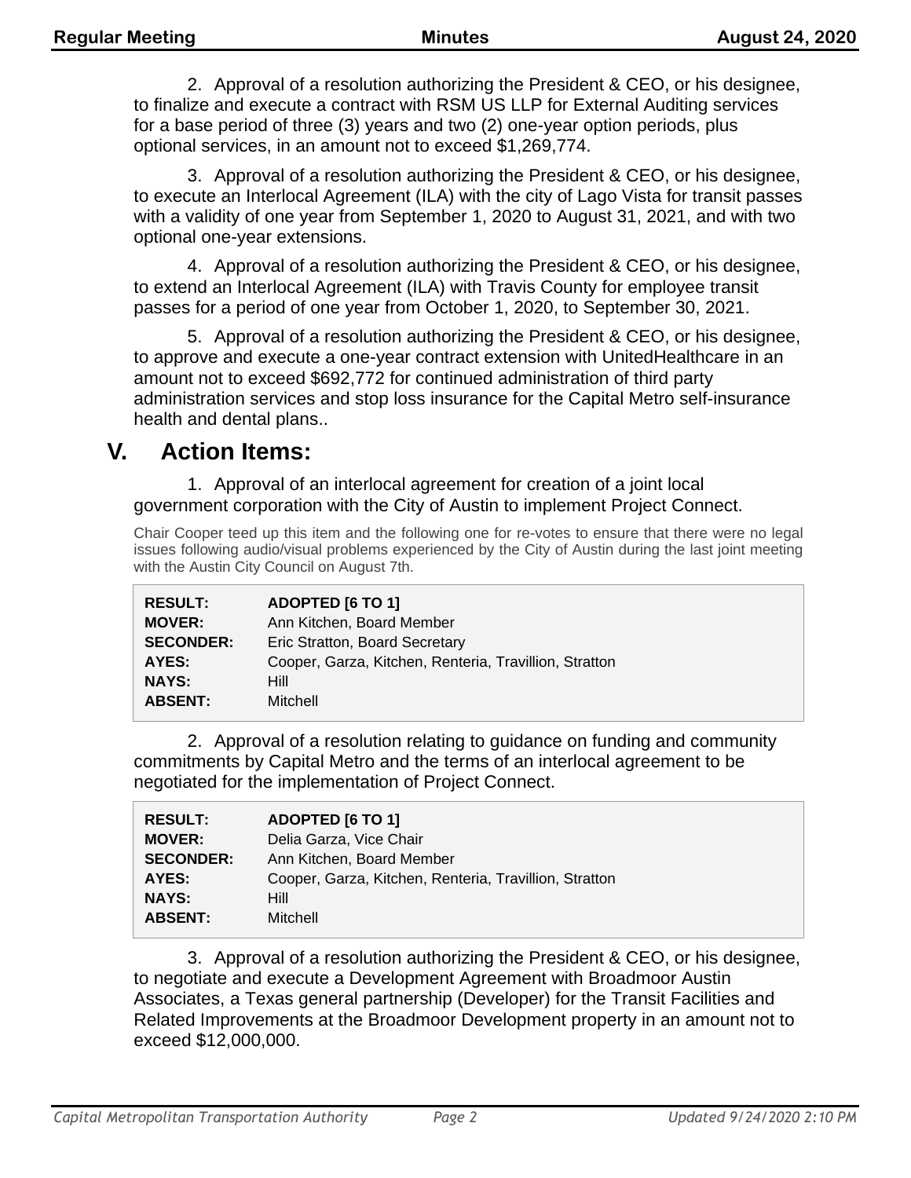2. Approval of a resolution authorizing the President & CEO, or his designee, to finalize and execute a contract with RSM US LLP for External Auditing services for a base period of three (3) years and two (2) one-year option periods, plus optional services, in an amount not to exceed $1,269,774.

3. Approval of a resolution authorizing the President & CEO, or his designee, to execute an Interlocal Agreement (ILA) with the city of Lago Vista for transit passes with a validity of one year from September 1, 2020 to August 31, 2021, and with two optional one-year extensions.

4. Approval of a resolution authorizing the President & CEO, or his designee, to extend an Interlocal Agreement (ILA) with Travis County for employee transit passes for a period of one year from October 1, 2020, to September 30, 2021.

5. Approval of a resolution authorizing the President & CEO, or his designee, to approve and execute a one-year contract extension with UnitedHealthcare in an amount not to exceed $692,772 for continued administration of third party administration services and stop loss insurance for the Capital Metro self-insurance health and dental plans..

# V. Action Items:

1. Approval of an interlocal agreement for creation of a joint local government corporation with the City of Austin to implement Project Connect.

Chair Cooper teed up this item and the following one for re-votes to ensure that there were no legal issues following audio/visual problems experienced by the City of Austin during the last joint meeting with the Austin City Council on August 7th.

| | |
|---|---|
| **RESULT:** | **ADOPTED [6 TO 1]** |
| **MOVER:** | Ann Kitchen, Board Member |
| **SECONDER:** | Eric Stratton, Board Secretary |
| **AYES:** | Cooper, Garza, Kitchen, Renteria, Travillion, Stratton |
| **NAYS:** | Hill |
| **ABSENT:** | Mitchell |

2. Approval of a resolution relating to guidance on funding and community commitments by Capital Metro and the terms of an interlocal agreement to be negotiated for the implementation of Project Connect.

| | |
|---|---|
| **RESULT:** | **ADOPTED [6 TO 1]** |
| **MOVER:** | Delia Garza, Vice Chair |
| **SECONDER:** | Ann Kitchen, Board Member |
| **AYES:** | Cooper, Garza, Kitchen, Renteria, Travillion, Stratton |
| **NAYS:** | Hill |
| **ABSENT:** | Mitchell |

3. Approval of a resolution authorizing the President & CEO, or his designee, to negotiate and execute a Development Agreement with Broadmoor Austin Associates, a Texas general partnership (Developer) for the Transit Facilities and Related Improvements at the Broadmoor Development property in an amount not to exceed $12,000,000.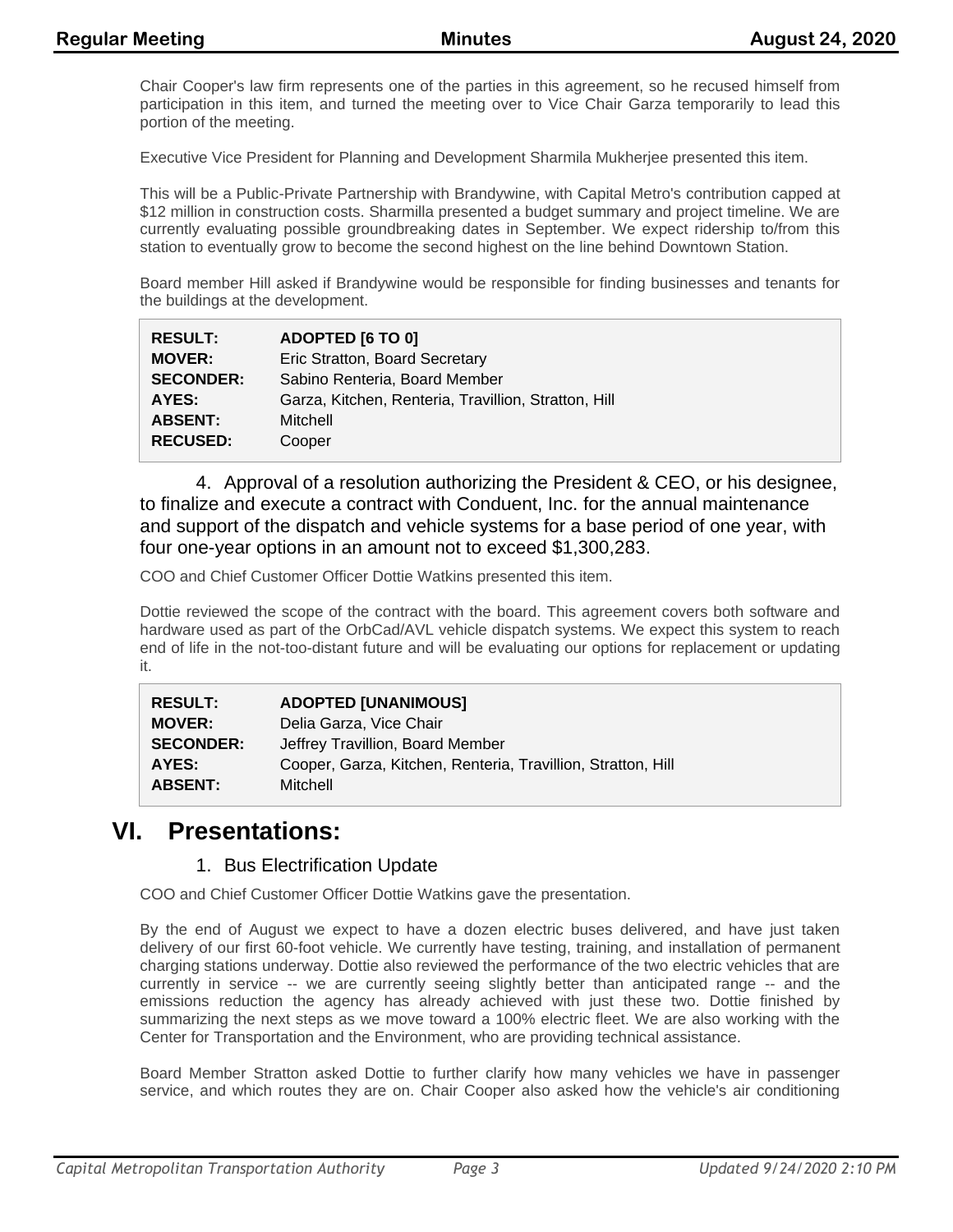Chair Cooper's law firm represents one of the parties in this agreement, so he recused himself from participation in this item, and turned the meeting over to Vice Chair Garza temporarily to lead this portion of the meeting.

Executive Vice President for Planning and Development Sharmila Mukherjee presented this item.

This will be a Public-Private Partnership with Brandywine, with Capital Metro's contribution capped at $12 million in construction costs. Sharmilla presented a budget summary and project timeline. We are currently evaluating possible groundbreaking dates in September. We expect ridership to/from this station to eventually grow to become the second highest on the line behind Downtown Station.

Board member Hill asked if Brandywine would be responsible for finding businesses and tenants for the buildings at the development.

| | |
|---|---|
| **RESULT:** | **ADOPTED [6 TO 0]** |
| **MOVER:** | Eric Stratton, Board Secretary |
| **SECONDER:** | Sabino Renteria, Board Member |
| **AYES:** | Garza, Kitchen, Renteria, Travillion, Stratton, Hill |
| **ABSENT:** | Mitchell |
| **RECUSED:** | Cooper |

4. Approval of a resolution authorizing the President & CEO, or his designee, to finalize and execute a contract with Conduent, Inc. for the annual maintenance and support of the dispatch and vehicle systems for a base period of one year, with four one-year options in an amount not to exceed $1,300,283.

COO and Chief Customer Officer Dottie Watkins presented this item.

Dottie reviewed the scope of the contract with the board. This agreement covers both software and hardware used as part of the OrbCad/AVL vehicle dispatch systems. We expect this system to reach end of life in the not-too-distant future and will be evaluating our options for replacement or updating it.

| | |
|---|---|
| **RESULT:** | **ADOPTED [UNANIMOUS]** |
| **MOVER:** | Delia Garza, Vice Chair |
| **SECONDER:** | Jeffrey Travillion, Board Member |
| **AYES:** | Cooper, Garza, Kitchen, Renteria, Travillion, Stratton, Hill |
| **ABSENT:** | Mitchell |

# VI. Presentations:

1. Bus Electrification Update

COO and Chief Customer Officer Dottie Watkins gave the presentation.

By the end of August we expect to have a dozen electric buses delivered, and have just taken delivery of our first 60-foot vehicle. We currently have testing, training, and installation of permanent charging stations underway. Dottie also reviewed the performance of the two electric vehicles that are currently in service -- we are currently seeing slightly better than anticipated range -- and the emissions reduction the agency has already achieved with just these two. Dottie finished by summarizing the next steps as we move toward a 100% electric fleet. We are also working with the Center for Transportation and the Environment, who are providing technical assistance.

Board Member Stratton asked Dottie to further clarify how many vehicles we have in passenger service, and which routes they are on. Chair Cooper also asked how the vehicle's air conditioning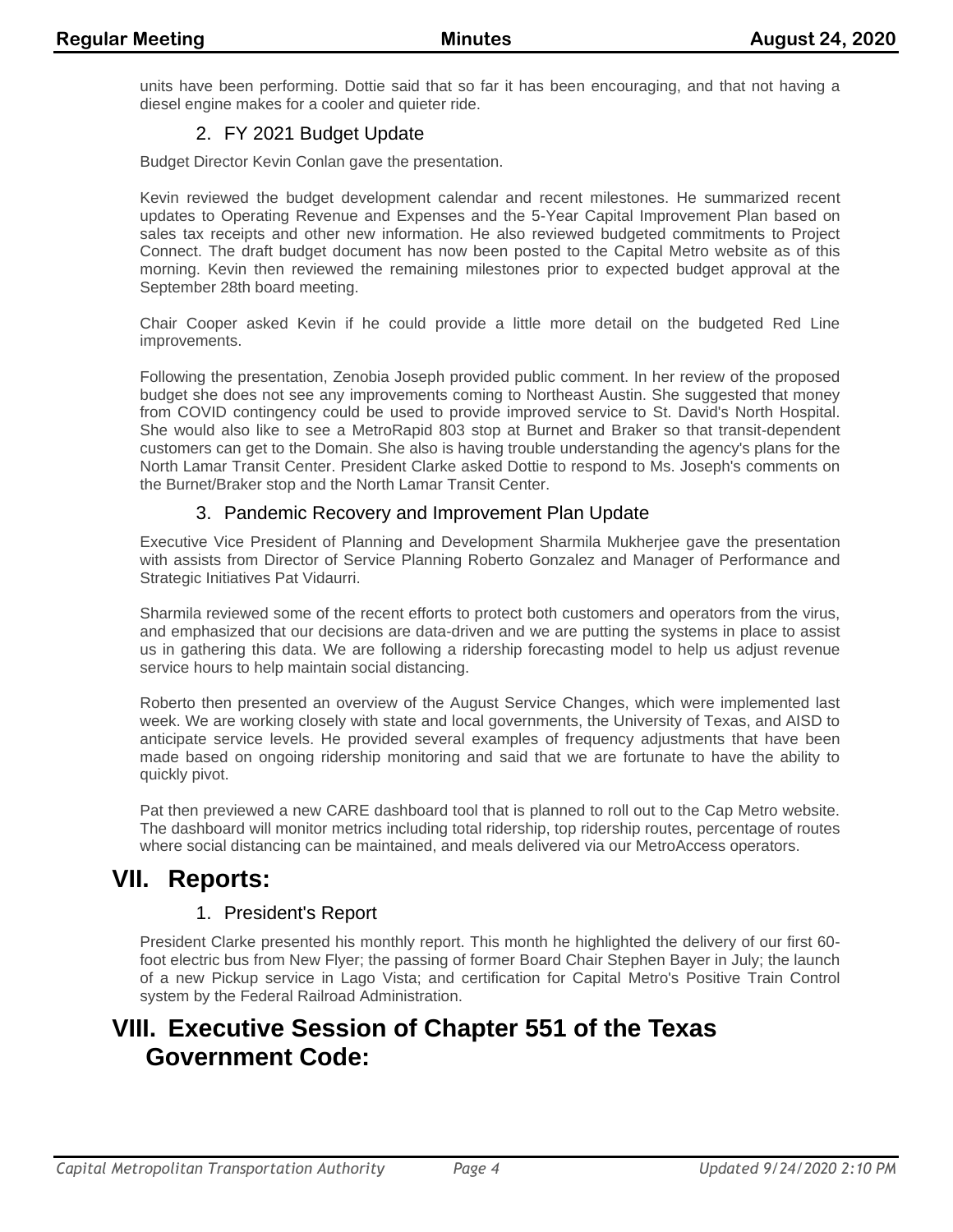units have been performing. Dottie said that so far it has been encouraging, and that not having a diesel engine makes for a cooler and quieter ride.

### 2. FY 2021 Budget Update

Budget Director Kevin Conlan gave the presentation.

Kevin reviewed the budget development calendar and recent milestones. He summarized recent updates to Operating Revenue and Expenses and the 5-Year Capital Improvement Plan based on sales tax receipts and other new information. He also reviewed budgeted commitments to Project Connect. The draft budget document has now been posted to the Capital Metro website as of this morning. Kevin then reviewed the remaining milestones prior to expected budget approval at the September 28th board meeting.

Chair Cooper asked Kevin if he could provide a little more detail on the budgeted Red Line improvements.

Following the presentation, Zenobia Joseph provided public comment. In her review of the proposed budget she does not see any improvements coming to Northeast Austin. She suggested that money from COVID contingency could be used to provide improved service to St. David's North Hospital. She would also like to see a MetroRapid 803 stop at Burnet and Braker so that transit-dependent customers can get to the Domain. She also is having trouble understanding the agency's plans for the North Lamar Transit Center. President Clarke asked Dottie to respond to Ms. Joseph's comments on the Burnet/Braker stop and the North Lamar Transit Center.

### 3. Pandemic Recovery and Improvement Plan Update

Executive Vice President of Planning and Development Sharmila Mukherjee gave the presentation with assists from Director of Service Planning Roberto Gonzalez and Manager of Performance and Strategic Initiatives Pat Vidaurri.

Sharmila reviewed some of the recent efforts to protect both customers and operators from the virus, and emphasized that our decisions are data-driven and we are putting the systems in place to assist us in gathering this data. We are following a ridership forecasting model to help us adjust revenue service hours to help maintain social distancing.

Roberto then presented an overview of the August Service Changes, which were implemented last week. We are working closely with state and local governments, the University of Texas, and AISD to anticipate service levels. He provided several examples of frequency adjustments that have been made based on ongoing ridership monitoring and said that we are fortunate to have the ability to quickly pivot.

Pat then previewed a new CARE dashboard tool that is planned to roll out to the Cap Metro website. The dashboard will monitor metrics including total ridership, top ridership routes, percentage of routes where social distancing can be maintained, and meals delivered via our MetroAccess operators.

## VII. Reports:

### 1. President's Report

President Clarke presented his monthly report. This month he highlighted the delivery of our first 60-foot electric bus from New Flyer; the passing of former Board Chair Stephen Bayer in July; the launch of a new Pickup service in Lago Vista; and certification for Capital Metro's Positive Train Control system by the Federal Railroad Administration.

## VIII. Executive Session of Chapter 551 of the Texas Government Code: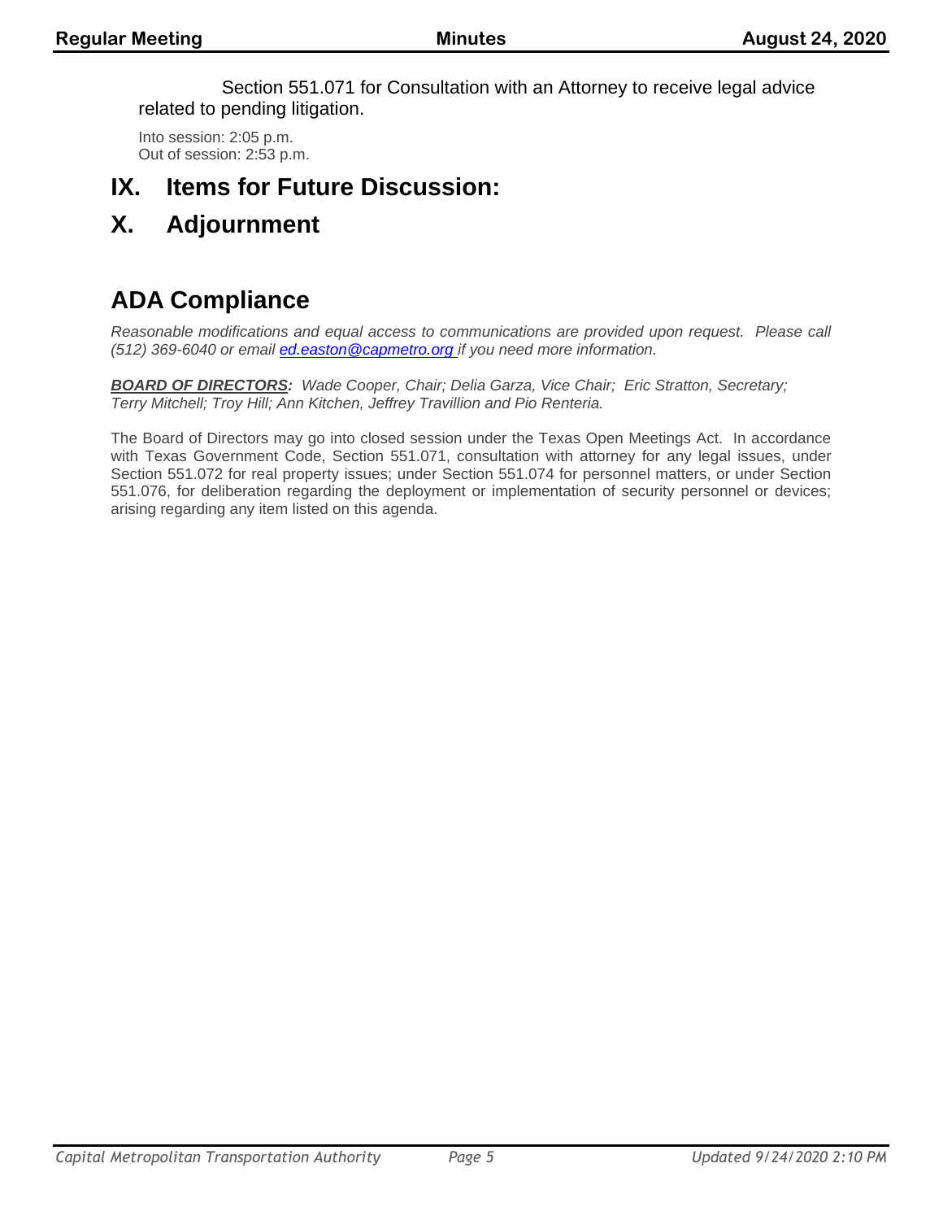Section 551.071 for Consultation with an Attorney to receive legal advice related to pending litigation.

Into session: 2:05 p.m.
Out of session: 2:53 p.m.

# IX. Items for Future Discussion:

# X. Adjournment

# ADA Compliance

*Reasonable modifications and equal access to communications are provided upon request. Please call (512) 369-6040 or email ed.easton@capmetro.org if you need more information.*

***BOARD OF DIRECTORS:*** *Wade Cooper, Chair; Delia Garza, Vice Chair; Eric Stratton, Secretary; Terry Mitchell; Troy Hill; Ann Kitchen, Jeffrey Travillion and Pio Renteria.*

The Board of Directors may go into closed session under the Texas Open Meetings Act. In accordance with Texas Government Code, Section 551.071, consultation with attorney for any legal issues, under Section 551.072 for real property issues; under Section 551.074 for personnel matters, or under Section 551.076, for deliberation regarding the deployment or implementation of security personnel or devices; arising regarding any item listed on this agenda.